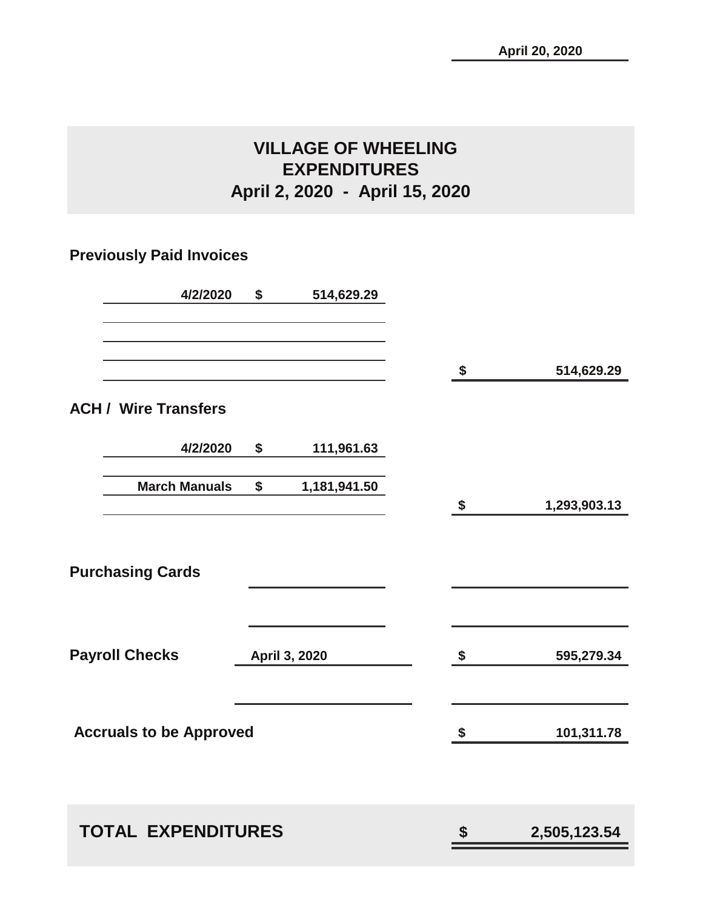April 20, 2020

# VILLAGE OF WHEELING
## EXPENDITURES
## April 2, 2020 - April 15, 2020

### Previously Paid Invoices

| | | | |
|---|---|---|---|
| 4/2/2020 | $ 514,629.29 | | |
| | | $ | 514,629.29 |

### ACH / Wire Transfers

| | | | |
|---|---|---|---|
| 4/2/2020 | $ 111,961.63 | | |
| March Manuals | $ 1,181,941.50 | | |
| | | $ | 1,293,903.13 |

### Purchasing Cards

| | | | |
|---|---|---|---|
| Payroll Checks | April 3, 2020 | $ | 595,279.34 |
| Accruals to be Approved | | $ | 101,311.78 |

| | | |
|---|---|---|
| **TOTAL EXPENDITURES** | **$** | **2,505,123.54** |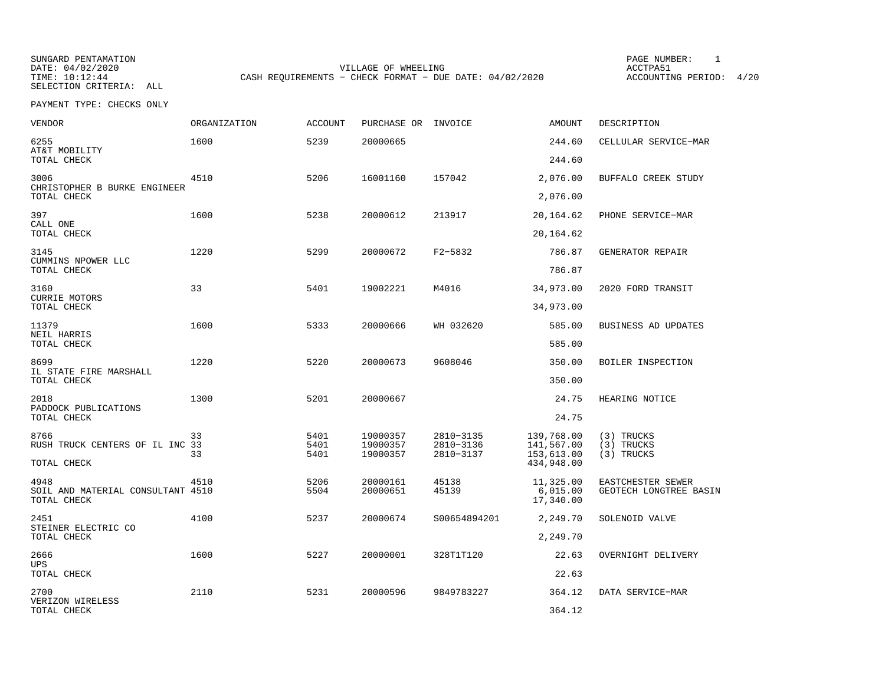SUNGARD PENTAMATION
DATE: 04/02/2020
TIME: 10:12:44
SELECTION CRITERIA: ALL

VILLAGE OF WHEELING
CASH REQUIREMENTS - CHECK FORMAT - DUE DATE: 04/02/2020

PAGE NUMBER: 1
ACCTPA51
ACCOUNTING PERIOD: 4/20

PAYMENT TYPE: CHECKS ONLY

| VENDOR | ORGANIZATION | ACCOUNT | PURCHASE OR | INVOICE | AMOUNT | DESCRIPTION |
|---|---|---|---|---|---|---|
| 6255 AT&T MOBILITY | 1600 | 5239 | 20000665 | | 244.60 | CELLULAR SERVICE-MAR |
| TOTAL CHECK | | | | | 244.60 | |
| 3006 CHRISTOPHER B BURKE ENGINEER | 4510 | 5206 | 16001160 | 157042 | 2,076.00 | BUFFALO CREEK STUDY |
| TOTAL CHECK | | | | | 2,076.00 | |
| 397 CALL ONE | 1600 | 5238 | 20000612 | 213917 | 20,164.62 | PHONE SERVICE-MAR |
| TOTAL CHECK | | | | | 20,164.62 | |
| 3145 CUMMINS NPOWER LLC | 1220 | 5299 | 20000672 | F2-5832 | 786.87 | GENERATOR REPAIR |
| TOTAL CHECK | | | | | 786.87 | |
| 3160 CURRIE MOTORS | 33 | 5401 | 19002221 | M4016 | 34,973.00 | 2020 FORD TRANSIT |
| TOTAL CHECK | | | | | 34,973.00 | |
| 11379 NEIL HARRIS | 1600 | 5333 | 20000666 | WH 032620 | 585.00 | BUSINESS AD UPDATES |
| TOTAL CHECK | | | | | 585.00 | |
| 8699 IL STATE FIRE MARSHALL | 1220 | 5220 | 20000673 | 9608046 | 350.00 | BOILER INSPECTION |
| TOTAL CHECK | | | | | 350.00 | |
| 2018 PADDOCK PUBLICATIONS | 1300 | 5201 | 20000667 | | 24.75 | HEARING NOTICE |
| TOTAL CHECK | | | | | 24.75 | |
| 8766 | 33 | 5401 | 19000357 | 2810-3135 | 139,768.00 | (3) TRUCKS |
| RUSH TRUCK CENTERS OF IL INC | 33 | 5401 | 19000357 | 2810-3136 | 141,567.00 | (3) TRUCKS |
| | 33 | 5401 | 19000357 | 2810-3137 | 153,613.00 | (3) TRUCKS |
| TOTAL CHECK | | | | | 434,948.00 | |
| 4948 | 4510 | 5206 | 20000161 | 45138 | 11,325.00 | EASTCHESTER SEWER |
| SOIL AND MATERIAL CONSULTANT | 4510 | 5504 | 20000651 | 45139 | 6,015.00 | GEOTECH LONGTREE BASIN |
| TOTAL CHECK | | | | | 17,340.00 | |
| 2451 STEINER ELECTRIC CO | 4100 | 5237 | 20000674 | S00654894201 | 2,249.70 | SOLENOID VALVE |
| TOTAL CHECK | | | | | 2,249.70 | |
| 2666 UPS | 1600 | 5227 | 20000001 | 328T1T120 | 22.63 | OVERNIGHT DELIVERY |
| TOTAL CHECK | | | | | 22.63 | |
| 2700 VERIZON WIRELESS | 2110 | 5231 | 20000596 | 9849783227 | 364.12 | DATA SERVICE-MAR |
| TOTAL CHECK | | | | | 364.12 | |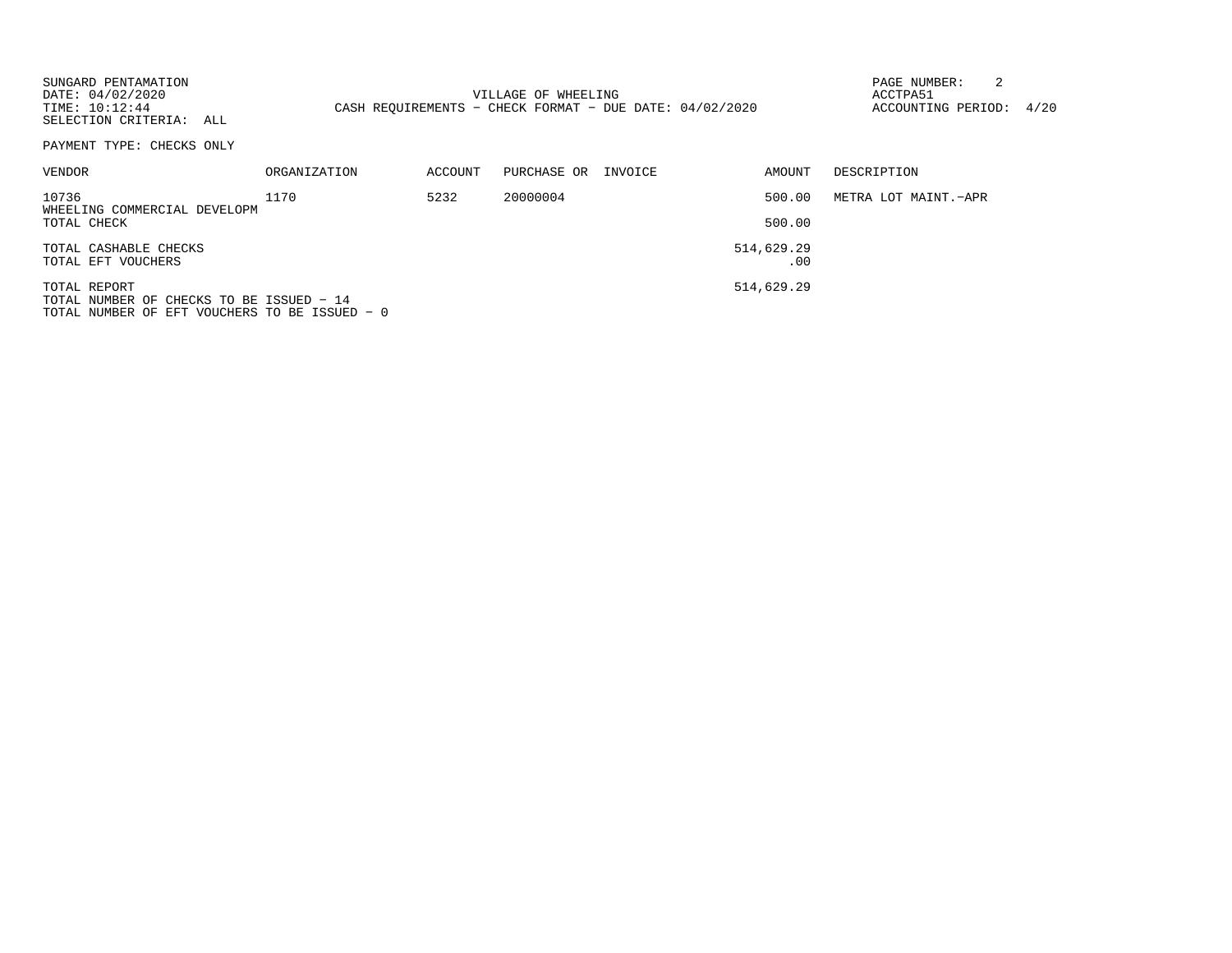SUNGARD PENTAMATION
DATE: 04/02/2020
TIME: 10:12:44
SELECTION CRITERIA: ALL

VILLAGE OF WHEELING
CASH REQUIREMENTS - CHECK FORMAT - DUE DATE: 04/02/2020

ACCTPA51
ACCOUNTING PERIOD: 4/20

PAYMENT TYPE: CHECKS ONLY

| VENDOR | ORGANIZATION | ACCOUNT | PURCHASE OR | INVOICE | AMOUNT | DESCRIPTION |
|---|---|---|---|---|---|---|
| 10736 WHEELING COMMERCIAL DEVELOPM | 1170 | 5232 | 20000004 | | 500.00 | METRA LOT MAINT.-APR |
| TOTAL CHECK | | | | | 500.00 | |
| TOTAL CASHABLE CHECKS | | | | | 514,629.29 | |
| TOTAL EFT VOUCHERS | | | | | .00 | |
| TOTAL REPORT | | | | | 514,629.29 | |

TOTAL NUMBER OF CHECKS TO BE ISSUED - 14
TOTAL NUMBER OF EFT VOUCHERS TO BE ISSUED - 0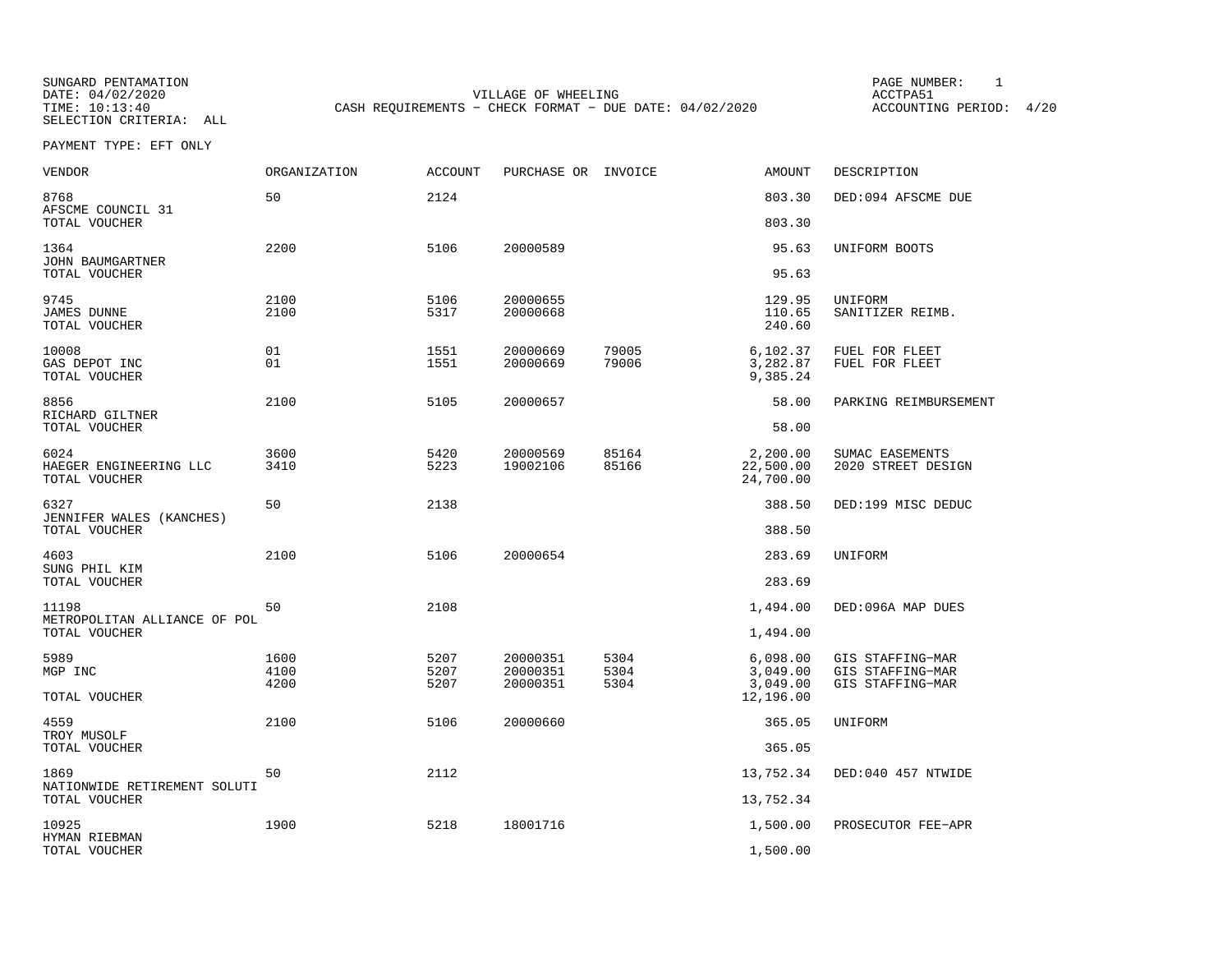SUNGARD PENTAMATION
DATE: 04/02/2020
TIME: 10:13:40
SELECTION CRITERIA: ALL

VILLAGE OF WHEELING
CASH REQUIREMENTS - CHECK FORMAT - DUE DATE: 04/02/2020

PAGE NUMBER: 1
ACCTPA51
ACCOUNTING PERIOD: 4/20

PAYMENT TYPE: EFT ONLY

| VENDOR | ORGANIZATION | ACCOUNT | PURCHASE OR | INVOICE | AMOUNT | DESCRIPTION |
|---|---|---|---|---|---|---|
| 8768 | 50 | 2124 | | | 803.30 | DED:094 AFSCME DUE |
| AFSCME COUNCIL 31 | | | | | | |
| TOTAL VOUCHER | | | | | 803.30 | |
| 1364 | 2200 | 5106 | 20000589 | | 95.63 | UNIFORM BOOTS |
| JOHN BAUMGARTNER | | | | | | |
| TOTAL VOUCHER | | | | | 95.63 | |
| 9745 | 2100 | 5106 | 20000655 | | 129.95 | UNIFORM |
| JAMES DUNNE | 2100 | 5317 | 20000668 | | 110.65 | SANITIZER REIMB. |
| TOTAL VOUCHER | | | | | 240.60 | |
| 10008 | 01 | 1551 | 20000669 | 79005 | 6,102.37 | FUEL FOR FLEET |
| GAS DEPOT INC | 01 | 1551 | 20000669 | 79006 | 3,282.87 | FUEL FOR FLEET |
| TOTAL VOUCHER | | | | | 9,385.24 | |
| 8856 | 2100 | 5105 | 20000657 | | 58.00 | PARKING REIMBURSEMENT |
| RICHARD GILTNER | | | | | | |
| TOTAL VOUCHER | | | | | 58.00 | |
| 6024 | 3600 | 5420 | 20000569 | 85164 | 2,200.00 | SUMAC EASEMENTS |
| HAEGER ENGINEERING LLC | 3410 | 5223 | 19002106 | 85166 | 22,500.00 | 2020 STREET DESIGN |
| TOTAL VOUCHER | | | | | 24,700.00 | |
| 6327 | 50 | 2138 | | | 388.50 | DED:199 MISC DEDUC |
| JENNIFER WALES (KANCHES) | | | | | | |
| TOTAL VOUCHER | | | | | 388.50 | |
| 4603 | 2100 | 5106 | 20000654 | | 283.69 | UNIFORM |
| SUNG PHIL KIM | | | | | | |
| TOTAL VOUCHER | | | | | 283.69 | |
| 11198 | 50 | 2108 | | | 1,494.00 | DED:096A MAP DUES |
| METROPOLITAN ALLIANCE OF POL | | | | | | |
| TOTAL VOUCHER | | | | | 1,494.00 | |
| 5989 | 1600 | 5207 | 20000351 | 5304 | 6,098.00 | GIS STAFFING-MAR |
| MGP INC | 4100 | 5207 | 20000351 | 5304 | 3,049.00 | GIS STAFFING-MAR |
| | 4200 | 5207 | 20000351 | 5304 | 3,049.00 | GIS STAFFING-MAR |
| TOTAL VOUCHER | | | | | 12,196.00 | |
| 4559 | 2100 | 5106 | 20000660 | | 365.05 | UNIFORM |
| TROY MUSOLF | | | | | | |
| TOTAL VOUCHER | | | | | 365.05 | |
| 1869 | 50 | 2112 | | | 13,752.34 | DED:040 457 NTWIDE |
| NATIONWIDE RETIREMENT SOLUTI | | | | | | |
| TOTAL VOUCHER | | | | | 13,752.34 | |
| 10925 | 1900 | 5218 | 18001716 | | 1,500.00 | PROSECUTOR FEE-APR |
| HYMAN RIEBMAN | | | | | | |
| TOTAL VOUCHER | | | | | 1,500.00 | |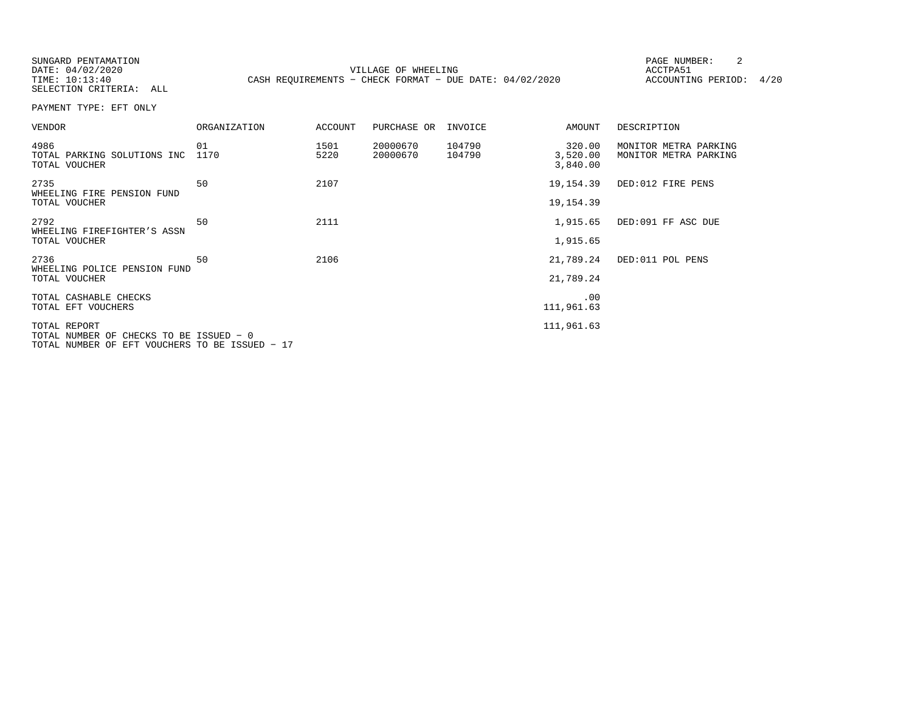SUNGARD PENTAMATION
DATE: 04/02/2020
TIME: 10:13:40
SELECTION CRITERIA: ALL

VILLAGE OF WHEELING
CASH REQUIREMENTS - CHECK FORMAT - DUE DATE: 04/02/2020

ACCTPA51
ACCOUNTING PERIOD: 4/20

PAYMENT TYPE: EFT ONLY

| VENDOR | ORGANIZATION | ACCOUNT | PURCHASE OR | INVOICE | AMOUNT | DESCRIPTION |
|---|---|---|---|---|---|---|
| 4986 | 01 | 1501 | 20000670 | 104790 | 320.00 | MONITOR METRA PARKING |
| TOTAL PARKING SOLUTIONS INC | 1170 | 5220 | 20000670 | 104790 | 3,520.00 | MONITOR METRA PARKING |
| TOTAL VOUCHER | | | | | 3,840.00 | |
| 2735 | 50 | 2107 | | | 19,154.39 | DED:012 FIRE PENS |
| WHEELING FIRE PENSION FUND | | | | | | |
| TOTAL VOUCHER | | | | | 19,154.39 | |
| 2792 | 50 | 2111 | | | 1,915.65 | DED:091 FF ASC DUE |
| WHEELING FIREFIGHTER'S ASSN | | | | | | |
| TOTAL VOUCHER | | | | | 1,915.65 | |
| 2736 | 50 | 2106 | | | 21,789.24 | DED:011 POL PENS |
| WHEELING POLICE PENSION FUND | | | | | | |
| TOTAL VOUCHER | | | | | 21,789.24 | |
| TOTAL CASHABLE CHECKS | | | | | .00 | |
| TOTAL EFT VOUCHERS | | | | | 111,961.63 | |
| TOTAL REPORT | | | | | 111,961.63 | |

TOTAL NUMBER OF CHECKS TO BE ISSUED - 0
TOTAL NUMBER OF EFT VOUCHERS TO BE ISSUED - 17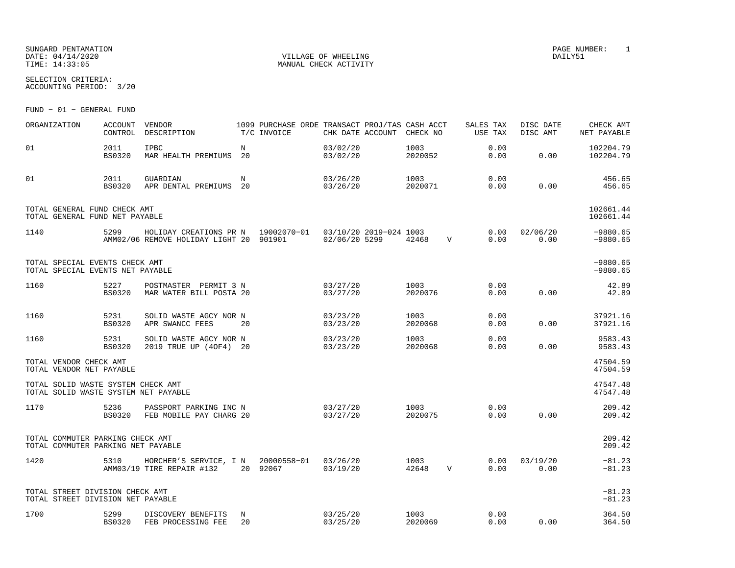SUNGARD PENTAMATION
DATE: 04/14/2020
TIME: 14:33:05

VILLAGE OF WHEELING
MANUAL CHECK ACTIVITY

PAGE NUMBER: 1
DAILY51

SELECTION CRITERIA:
ACCOUNTING PERIOD: 3/20

FUND - 01 - GENERAL FUND

| ORGANIZATION | ACCOUNT CONTROL | VENDOR DESCRIPTION | 1099 T/C | PURCHASE ORDE INVOICE | TRANSACT CHK DATE | PROJ/TAS ACCOUNT | CASH ACCT CHECK NO | | SALES TAX USE TAX | DISC DATE DISC AMT | CHECK AMT NET PAYABLE |
|---|---|---|---|---|---|---|---|---|---|---|---|
| 01 | 2011 BS0320 | IPBC MAR HEALTH PREMIUMS | N 20 | | 03/02/20 03/02/20 | | 1003 2020052 | | 0.00 0.00 | 0.00 | 102204.79 102204.79 |
| 01 | 2011 BS0320 | GUARDIAN APR DENTAL PREMIUMS | N 20 | | 03/26/20 03/26/20 | | 1003 2020071 | | 0.00 0.00 | 0.00 | 456.65 456.65 |
| TOTAL GENERAL FUND CHECK AMT TOTAL GENERAL FUND NET PAYABLE | | | | | | | | | | | 102661.44 102661.44 |
| 1140 | 5299 AMM02/06 | HOLIDAY CREATIONS PR REMOVE HOLIDAY LIGHT | N 20 | 19002070-01 901901 | 03/10/20 02/06/20 | 2019-024 5299 | 1003 42468 | V | 0.00 0.00 | 02/06/20 0.00 | -9880.65 -9880.65 |
| TOTAL SPECIAL EVENTS CHECK AMT TOTAL SPECIAL EVENTS NET PAYABLE | | | | | | | | | | | -9880.65 -9880.65 |
| 1160 | 5227 BS0320 | POSTMASTER PERMIT 3 MAR WATER BILL POSTA | N 20 | | 03/27/20 03/27/20 | | 1003 2020076 | | 0.00 0.00 | 0.00 | 42.89 42.89 |
| 1160 | 5231 BS0320 | SOLID WASTE AGCY NOR APR SWANCC FEES | N 20 | | 03/23/20 03/23/20 | | 1003 2020068 | | 0.00 0.00 | 0.00 | 37921.16 37921.16 |
| 1160 | 5231 BS0320 | SOLID WASTE AGCY NOR 2019 TRUE UP (4OF4) | N 20 | | 03/23/20 03/23/20 | | 1003 2020068 | | 0.00 0.00 | 0.00 | 9583.43 9583.43 |
| TOTAL VENDOR CHECK AMT TOTAL VENDOR NET PAYABLE | | | | | | | | | | | 47504.59 47504.59 |
| TOTAL SOLID WASTE SYSTEM CHECK AMT TOTAL SOLID WASTE SYSTEM NET PAYABLE | | | | | | | | | | | 47547.48 47547.48 |
| 1170 | 5236 BS0320 | PASSPORT PARKING INC FEB MOBILE PAY CHARG | N 20 | | 03/27/20 03/27/20 | | 1003 2020075 | | 0.00 0.00 | 0.00 | 209.42 209.42 |
| TOTAL COMMUTER PARKING CHECK AMT TOTAL COMMUTER PARKING NET PAYABLE | | | | | | | | | | | 209.42 209.42 |
| 1420 | 5310 AMM03/19 | HORCHER'S SERVICE, I TIRE REPAIR #132 | N 20 | 20000558-01 92067 | 03/26/20 03/19/20 | | 1003 42648 | V | 0.00 0.00 | 03/19/20 0.00 | -81.23 -81.23 |
| TOTAL STREET DIVISION CHECK AMT TOTAL STREET DIVISION NET PAYABLE | | | | | | | | | | | -81.23 -81.23 |
| 1700 | 5299 BS0320 | DISCOVERY BENEFITS FEB PROCESSING FEE | N 20 | | 03/25/20 03/25/20 | | 1003 2020069 | | 0.00 0.00 | 0.00 | 364.50 364.50 |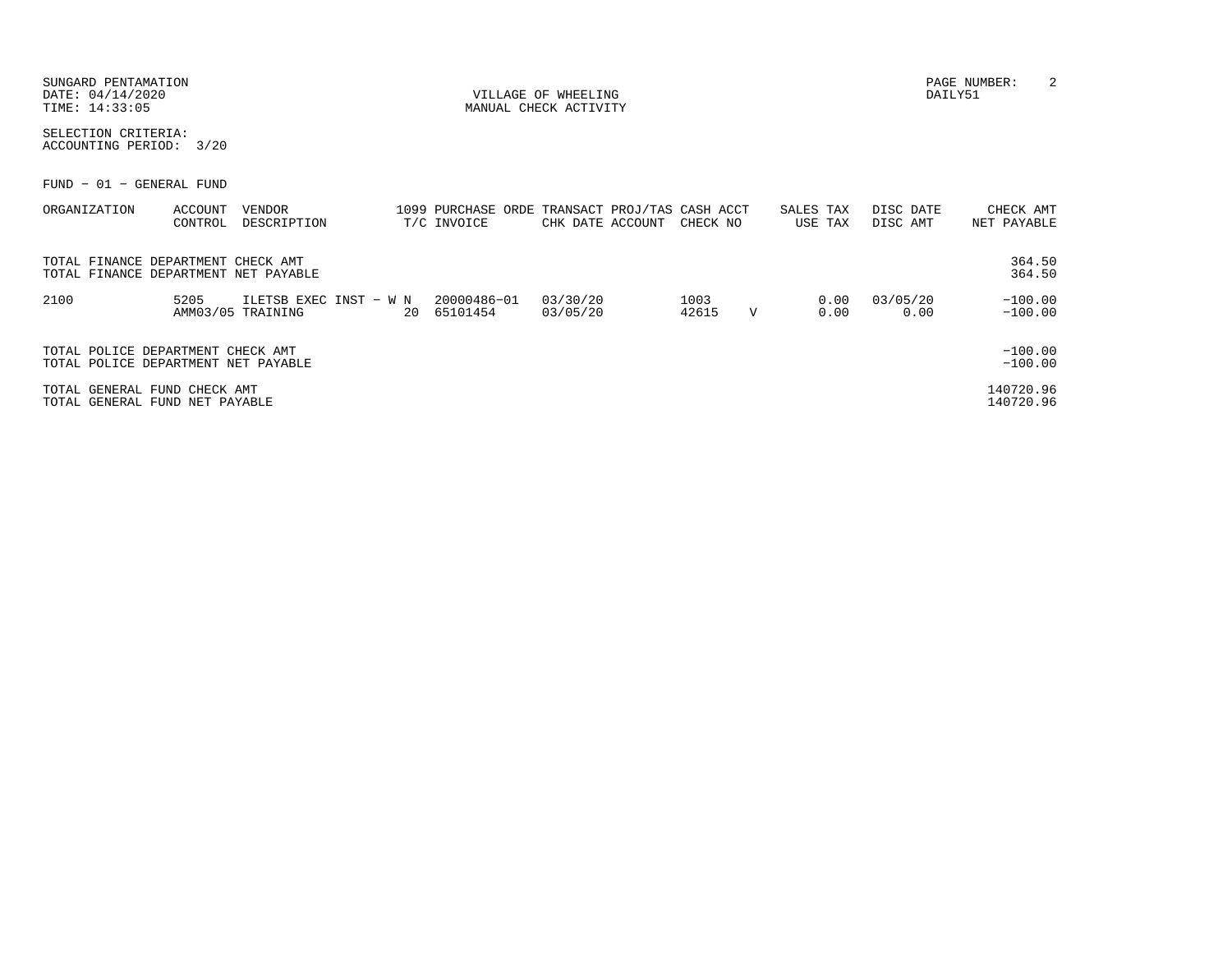SUNGARD PENTAMATION
DATE: 04/14/2020
TIME: 14:33:05

VILLAGE OF WHEELING
MANUAL CHECK ACTIVITY

PAGE NUMBER: 2
DAILY51

SELECTION CRITERIA:
ACCOUNTING PERIOD: 3/20

FUND - 01 - GENERAL FUND

| ORGANIZATION | ACCOUNT CONTROL | VENDOR DESCRIPTION | 1099 T/C | PURCHASE ORDE INVOICE | TRANSACT CHK DATE | PROJ/TAS ACCOUNT | CASH ACCT CHECK NO | | SALES TAX USE TAX | DISC DATE DISC AMT | CHECK AMT NET PAYABLE |
|---|---|---|---|---|---|---|---|---|---|---|---|
| TOTAL FINANCE DEPARTMENT CHECK AMT | | | | | | | | | | | 364.50 |
| TOTAL FINANCE DEPARTMENT NET PAYABLE | | | | | | | | | | | 364.50 |
| 2100 | 5205 | ILETSB EXEC INST - W | N | 20000486-01 | 03/30/20 | | 1003 | | 0.00 | 03/05/20 | -100.00 |
| | AMM03/05 | TRAINING | 20 | 65101454 | 03/05/20 | | 42615 | V | 0.00 | 0.00 | -100.00 |
| TOTAL POLICE DEPARTMENT CHECK AMT | | | | | | | | | | | -100.00 |
| TOTAL POLICE DEPARTMENT NET PAYABLE | | | | | | | | | | | -100.00 |
| TOTAL GENERAL FUND CHECK AMT | | | | | | | | | | | 140720.96 |
| TOTAL GENERAL FUND NET PAYABLE | | | | | | | | | | | 140720.96 |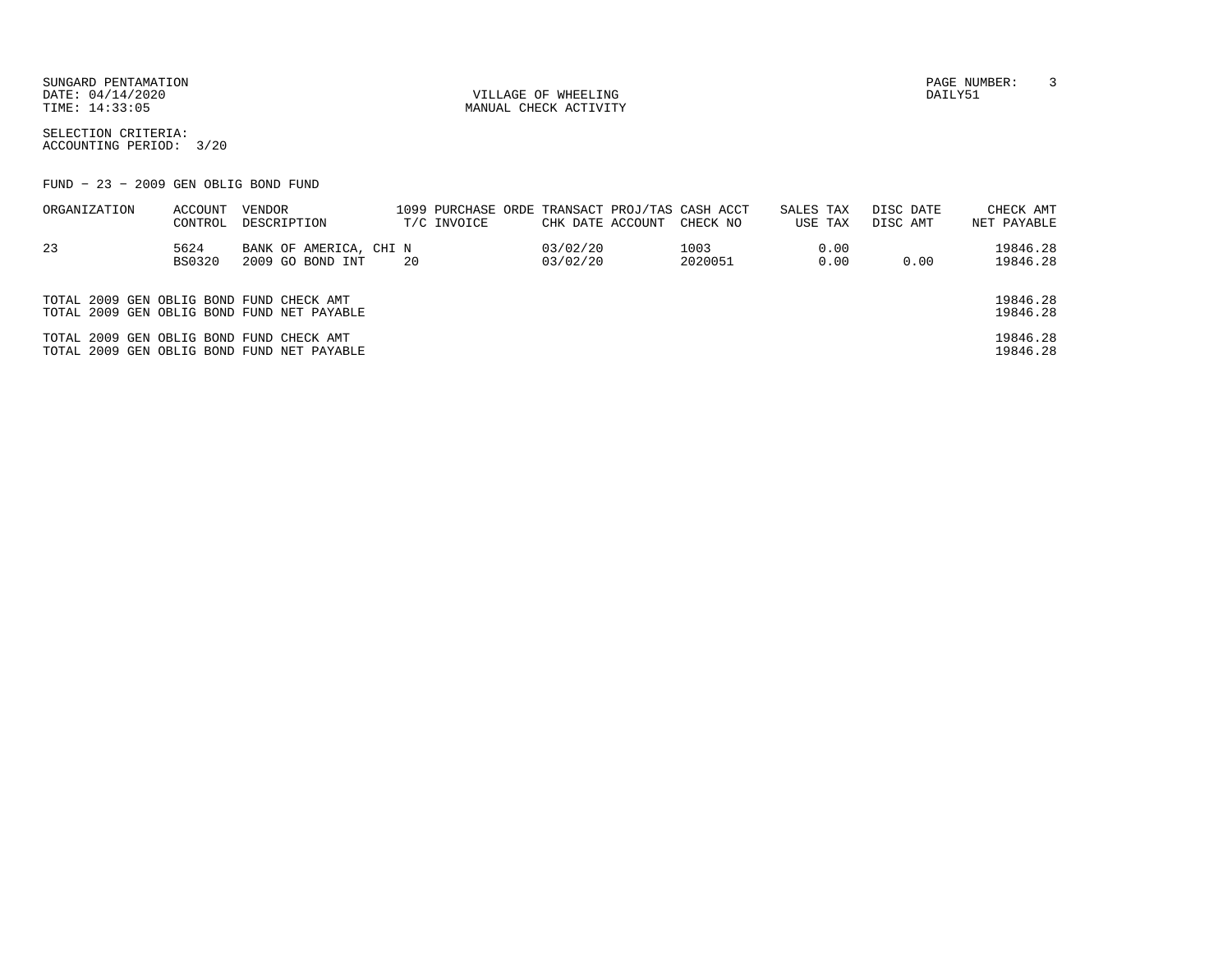SUNGARD PENTAMATION
DATE: 04/14/2020
TIME: 14:33:05

VILLAGE OF WHEELING
MANUAL CHECK ACTIVITY

PAGE NUMBER: 3
DAILY51

SELECTION CRITERIA:
ACCOUNTING PERIOD: 3/20

FUND - 23 - 2009 GEN OBLIG BOND FUND

| ORGANIZATION | ACCOUNT CONTROL | VENDOR DESCRIPTION | 1099 T/C | PURCHASE ORDE INVOICE | TRANSACT CHK DATE | PROJ/TAS ACCOUNT | CASH ACCT CHECK NO | SALES TAX USE TAX | DISC DATE DISC AMT | CHECK AMT NET PAYABLE |
|---|---|---|---|---|---|---|---|---|---|---|
| 23 | 5624 | BANK OF AMERICA, CHI | N | | 03/02/20 | | 1003 | 0.00 | | 19846.28 |
| | BS0320 | 2009 GO BOND INT | 20 | | 03/02/20 | | 2020051 | 0.00 | 0.00 | 19846.28 |

TOTAL 2009 GEN OBLIG BOND FUND CHECK AMT 19846.28
TOTAL 2009 GEN OBLIG BOND FUND NET PAYABLE 19846.28

TOTAL 2009 GEN OBLIG BOND FUND CHECK AMT 19846.28
TOTAL 2009 GEN OBLIG BOND FUND NET PAYABLE 19846.28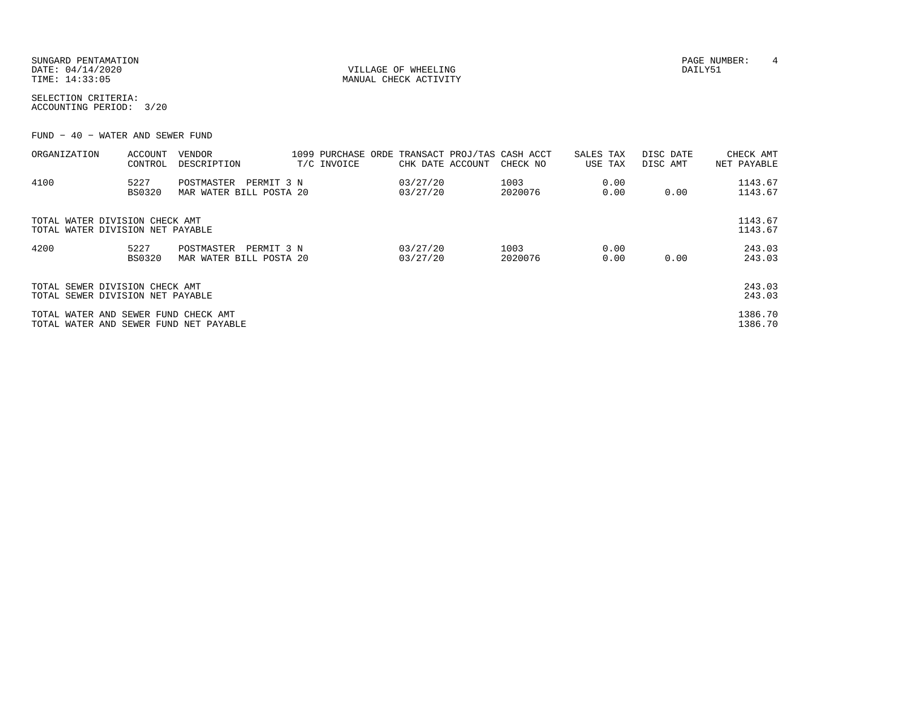SUNGARD PENTAMATION
DATE: 04/14/2020
TIME: 14:33:05

VILLAGE OF WHEELING
MANUAL CHECK ACTIVITY

DAILY51

SELECTION CRITERIA:
ACCOUNTING PERIOD: 3/20

FUND − 40 − WATER AND SEWER FUND

| ORGANIZATION | ACCOUNT CONTROL | VENDOR DESCRIPTION | 1099 T/C | PURCHASE ORDE INVOICE | TRANSACT CHK DATE | PROJ/TAS ACCOUNT | CASH ACCT CHECK NO | SALES TAX USE TAX | DISC DATE DISC AMT | CHECK AMT NET PAYABLE |
|---|---|---|---|---|---|---|---|---|---|---|
| 4100 | 5227 | POSTMASTER PERMIT 3 N | | | 03/27/20 | | 1003 | 0.00 | | 1143.67 |
| | BS0320 | MAR WATER BILL POSTA 20 | | | 03/27/20 | | 2020076 | 0.00 | 0.00 | 1143.67 |
| TOTAL WATER DIVISION CHECK AMT | | | | | | | | | | 1143.67 |
| TOTAL WATER DIVISION NET PAYABLE | | | | | | | | | | 1143.67 |
| 4200 | 5227 | POSTMASTER PERMIT 3 N | | | 03/27/20 | | 1003 | 0.00 | | 243.03 |
| | BS0320 | MAR WATER BILL POSTA 20 | | | 03/27/20 | | 2020076 | 0.00 | 0.00 | 243.03 |
| TOTAL SEWER DIVISION CHECK AMT | | | | | | | | | | 243.03 |
| TOTAL SEWER DIVISION NET PAYABLE | | | | | | | | | | 243.03 |
| TOTAL WATER AND SEWER FUND CHECK AMT | | | | | | | | | | 1386.70 |
| TOTAL WATER AND SEWER FUND NET PAYABLE | | | | | | | | | | 1386.70 |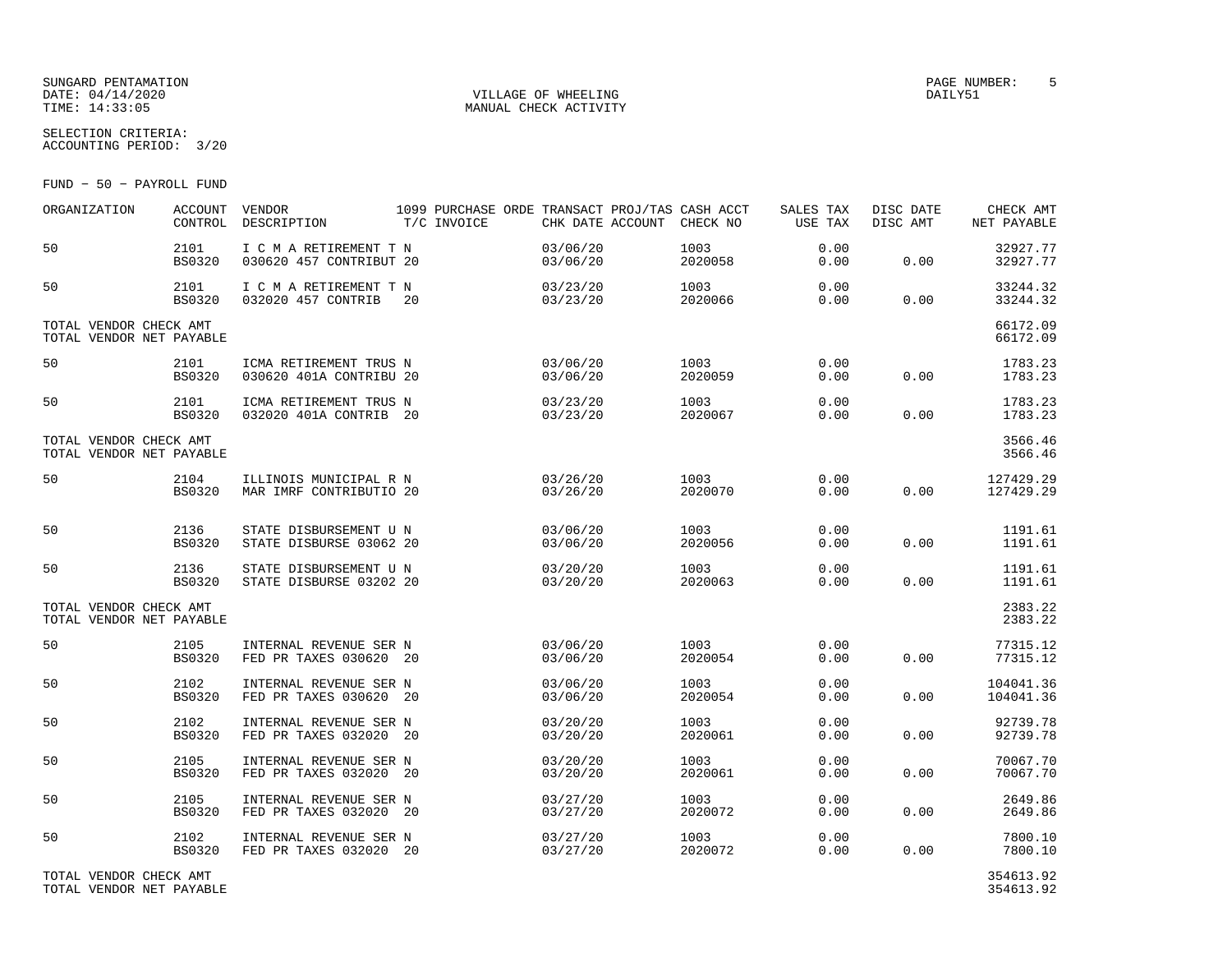SUNGARD PENTAMATION
DATE: 04/14/2020
TIME: 14:33:05

VILLAGE OF WHEELING
MANUAL CHECK ACTIVITY

PAGE NUMBER: 5
DAILY51

SELECTION CRITERIA:
ACCOUNTING PERIOD: 3/20

FUND - 50 - PAYROLL FUND

| ORGANIZATION | ACCOUNT CONTROL | VENDOR DESCRIPTION | 1099 T/C | PURCHASE ORDE INVOICE | TRANSACT CHK DATE | PROJ/TAS ACCOUNT | CASH ACCT CHECK NO | SALES TAX USE TAX | DISC DATE DISC AMT | CHECK AMT NET PAYABLE |
|---|---|---|---|---|---|---|---|---|---|---|
| 50 | 2101 BS0320 | I C M A RETIREMENT T 030620 457 CONTRIBUT | N 20 | | 03/06/20 03/06/20 | | 1003 2020058 | 0.00 0.00 | 0.00 | 32927.77 32927.77 |
| 50 | 2101 BS0320 | I C M A RETIREMENT T 032020 457 CONTRIB | N 20 | | 03/23/20 03/23/20 | | 1003 2020066 | 0.00 0.00 | 0.00 | 33244.32 33244.32 |
| TOTAL VENDOR CHECK AMT TOTAL VENDOR NET PAYABLE | | | | | | | | | | 66172.09 66172.09 |
| 50 | 2101 BS0320 | ICMA RETIREMENT TRUS 030620 401A CONTRIBU | N 20 | | 03/06/20 03/06/20 | | 1003 2020059 | 0.00 0.00 | 0.00 | 1783.23 1783.23 |
| 50 | 2101 BS0320 | ICMA RETIREMENT TRUS 032020 401A CONTRIB | N 20 | | 03/23/20 03/23/20 | | 1003 2020067 | 0.00 0.00 | 0.00 | 1783.23 1783.23 |
| TOTAL VENDOR CHECK AMT TOTAL VENDOR NET PAYABLE | | | | | | | | | | 3566.46 3566.46 |
| 50 | 2104 BS0320 | ILLINOIS MUNICIPAL R MAR IMRF CONTRIBUTIO | N 20 | | 03/26/20 03/26/20 | | 1003 2020070 | 0.00 0.00 | 0.00 | 127429.29 127429.29 |
| 50 | 2136 BS0320 | STATE DISBURSEMENT U STATE DISBURSE 03062 | N 20 | | 03/06/20 03/06/20 | | 1003 2020056 | 0.00 0.00 | 0.00 | 1191.61 1191.61 |
| 50 | 2136 BS0320 | STATE DISBURSEMENT U STATE DISBURSE 03202 | N 20 | | 03/20/20 03/20/20 | | 1003 2020063 | 0.00 0.00 | 0.00 | 1191.61 1191.61 |
| TOTAL VENDOR CHECK AMT TOTAL VENDOR NET PAYABLE | | | | | | | | | | 2383.22 2383.22 |
| 50 | 2105 BS0320 | INTERNAL REVENUE SER FED PR TAXES 030620 | N 20 | | 03/06/20 03/06/20 | | 1003 2020054 | 0.00 0.00 | 0.00 | 77315.12 77315.12 |
| 50 | 2102 BS0320 | INTERNAL REVENUE SER FED PR TAXES 030620 | N 20 | | 03/06/20 03/06/20 | | 1003 2020054 | 0.00 0.00 | 0.00 | 104041.36 104041.36 |
| 50 | 2102 BS0320 | INTERNAL REVENUE SER FED PR TAXES 032020 | N 20 | | 03/20/20 03/20/20 | | 1003 2020061 | 0.00 0.00 | 0.00 | 92739.78 92739.78 |
| 50 | 2105 BS0320 | INTERNAL REVENUE SER FED PR TAXES 032020 | N 20 | | 03/20/20 03/20/20 | | 1003 2020061 | 0.00 0.00 | 0.00 | 70067.70 70067.70 |
| 50 | 2105 BS0320 | INTERNAL REVENUE SER FED PR TAXES 032020 | N 20 | | 03/27/20 03/27/20 | | 1003 2020072 | 0.00 0.00 | 0.00 | 2649.86 2649.86 |
| 50 | 2102 BS0320 | INTERNAL REVENUE SER FED PR TAXES 032020 | N 20 | | 03/27/20 03/27/20 | | 1003 2020072 | 0.00 0.00 | 0.00 | 7800.10 7800.10 |
| TOTAL VENDOR CHECK AMT TOTAL VENDOR NET PAYABLE | | | | | | | | | | 354613.92 354613.92 |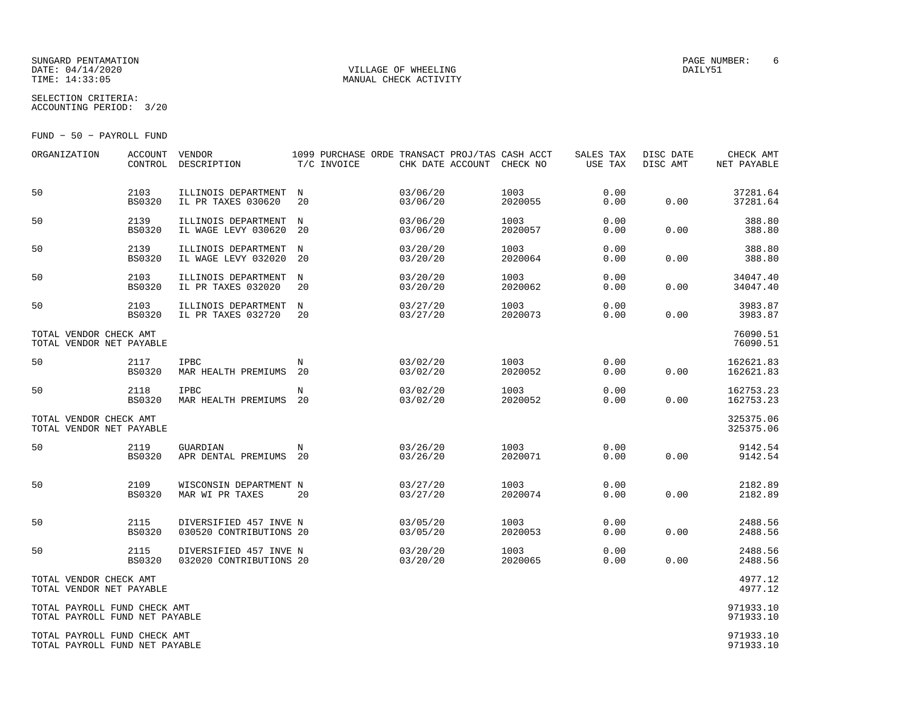SUNGARD PENTAMATION
DATE: 04/14/2020
TIME: 14:33:05

VILLAGE OF WHEELING
MANUAL CHECK ACTIVITY

PAGE NUMBER: 6
DAILY51

SELECTION CRITERIA:
ACCOUNTING PERIOD: 3/20

FUND - 50 - PAYROLL FUND

| ORGANIZATION | ACCOUNT CONTROL | VENDOR DESCRIPTION | 1099 T/C | PURCHASE ORDE INVOICE | TRANSACT CHK DATE | PROJ/TAS ACCOUNT | CASH ACCT CHECK NO | SALES TAX USE TAX | DISC DATE DISC AMT | CHECK AMT NET PAYABLE |
|---|---|---|---|---|---|---|---|---|---|---|
| 50 | 2103 BS0320 | ILLINOIS DEPARTMENT IL PR TAXES 030620 | N 20 | | 03/06/20 03/06/20 | | 1003 2020055 | 0.00 0.00 | 0.00 | 37281.64 37281.64 |
| 50 | 2139 BS0320 | ILLINOIS DEPARTMENT IL WAGE LEVY 030620 | N 20 | | 03/06/20 03/06/20 | | 1003 2020057 | 0.00 0.00 | 0.00 | 388.80 388.80 |
| 50 | 2139 BS0320 | ILLINOIS DEPARTMENT IL WAGE LEVY 032020 | N 20 | | 03/20/20 03/20/20 | | 1003 2020064 | 0.00 0.00 | 0.00 | 388.80 388.80 |
| 50 | 2103 BS0320 | ILLINOIS DEPARTMENT IL PR TAXES 032020 | N 20 | | 03/20/20 03/20/20 | | 1003 2020062 | 0.00 0.00 | 0.00 | 34047.40 34047.40 |
| 50 | 2103 BS0320 | ILLINOIS DEPARTMENT IL PR TAXES 032720 | N 20 | | 03/27/20 03/27/20 | | 1003 2020073 | 0.00 0.00 | 0.00 | 3983.87 3983.87 |
| TOTAL VENDOR CHECK AMT TOTAL VENDOR NET PAYABLE | | | | | | | | | | 76090.51 76090.51 |
| 50 | 2117 BS0320 | IPBC MAR HEALTH PREMIUMS | N 20 | | 03/02/20 03/02/20 | | 1003 2020052 | 0.00 0.00 | 0.00 | 162621.83 162621.83 |
| 50 | 2118 BS0320 | IPBC MAR HEALTH PREMIUMS | N 20 | | 03/02/20 03/02/20 | | 1003 2020052 | 0.00 0.00 | 0.00 | 162753.23 162753.23 |
| TOTAL VENDOR CHECK AMT TOTAL VENDOR NET PAYABLE | | | | | | | | | | 325375.06 325375.06 |
| 50 | 2119 BS0320 | GUARDIAN APR DENTAL PREMIUMS | N 20 | | 03/26/20 03/26/20 | | 1003 2020071 | 0.00 0.00 | 0.00 | 9142.54 9142.54 |
| 50 | 2109 BS0320 | WISCONSIN DEPARTMENT MAR WI PR TAXES | N 20 | | 03/27/20 03/27/20 | | 1003 2020074 | 0.00 0.00 | 0.00 | 2182.89 2182.89 |
| 50 | 2115 BS0320 | DIVERSIFIED 457 INVE 030520 CONTRIBUTIONS | N 20 | | 03/05/20 03/05/20 | | 1003 2020053 | 0.00 0.00 | 0.00 | 2488.56 2488.56 |
| 50 | 2115 BS0320 | DIVERSIFIED 457 INVE 032020 CONTRIBUTIONS | N 20 | | 03/20/20 03/20/20 | | 1003 2020065 | 0.00 0.00 | 0.00 | 2488.56 2488.56 |
| TOTAL VENDOR CHECK AMT TOTAL VENDOR NET PAYABLE | | | | | | | | | | 4977.12 4977.12 |
| TOTAL PAYROLL FUND CHECK AMT TOTAL PAYROLL FUND NET PAYABLE | | | | | | | | | | 971933.10 971933.10 |
| TOTAL PAYROLL FUND CHECK AMT TOTAL PAYROLL FUND NET PAYABLE | | | | | | | | | | 971933.10 971933.10 |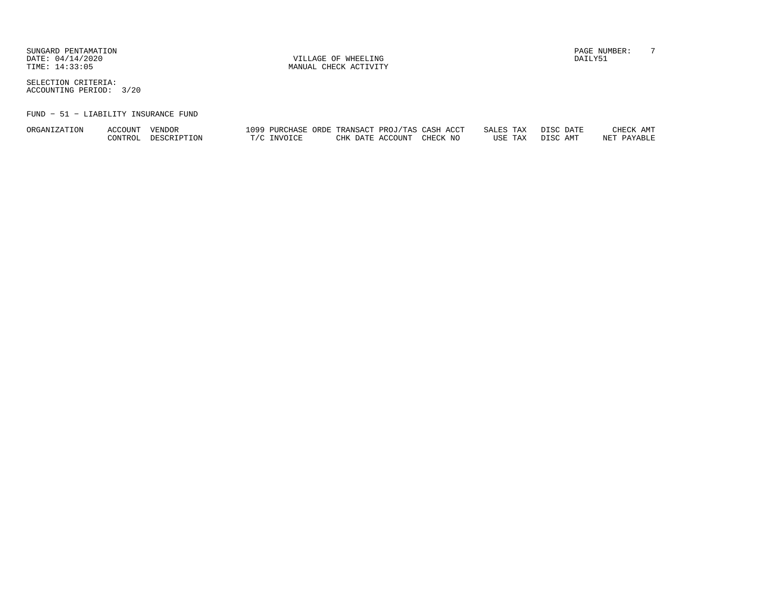SUNGARD PENTAMATION
DATE: 04/14/2020
TIME: 14:33:05

VILLAGE OF WHEELING
MANUAL CHECK ACTIVITY

DAILY51

SELECTION CRITERIA:
ACCOUNTING PERIOD: 3/20

FUND - 51 - LIABILITY INSURANCE FUND

| ORGANIZATION | ACCOUNT | VENDOR | 1099 | PURCHASE ORDE | TRANSACT | PROJ/TAS | CASH ACCT | SALES TAX | DISC DATE | CHECK AMT |
|---|---|---|---|---|---|---|---|---|---|---|
| | CONTROL | DESCRIPTION | T/C | INVOICE | CHK DATE | ACCOUNT | CHECK NO | USE TAX | DISC AMT | NET PAYABLE |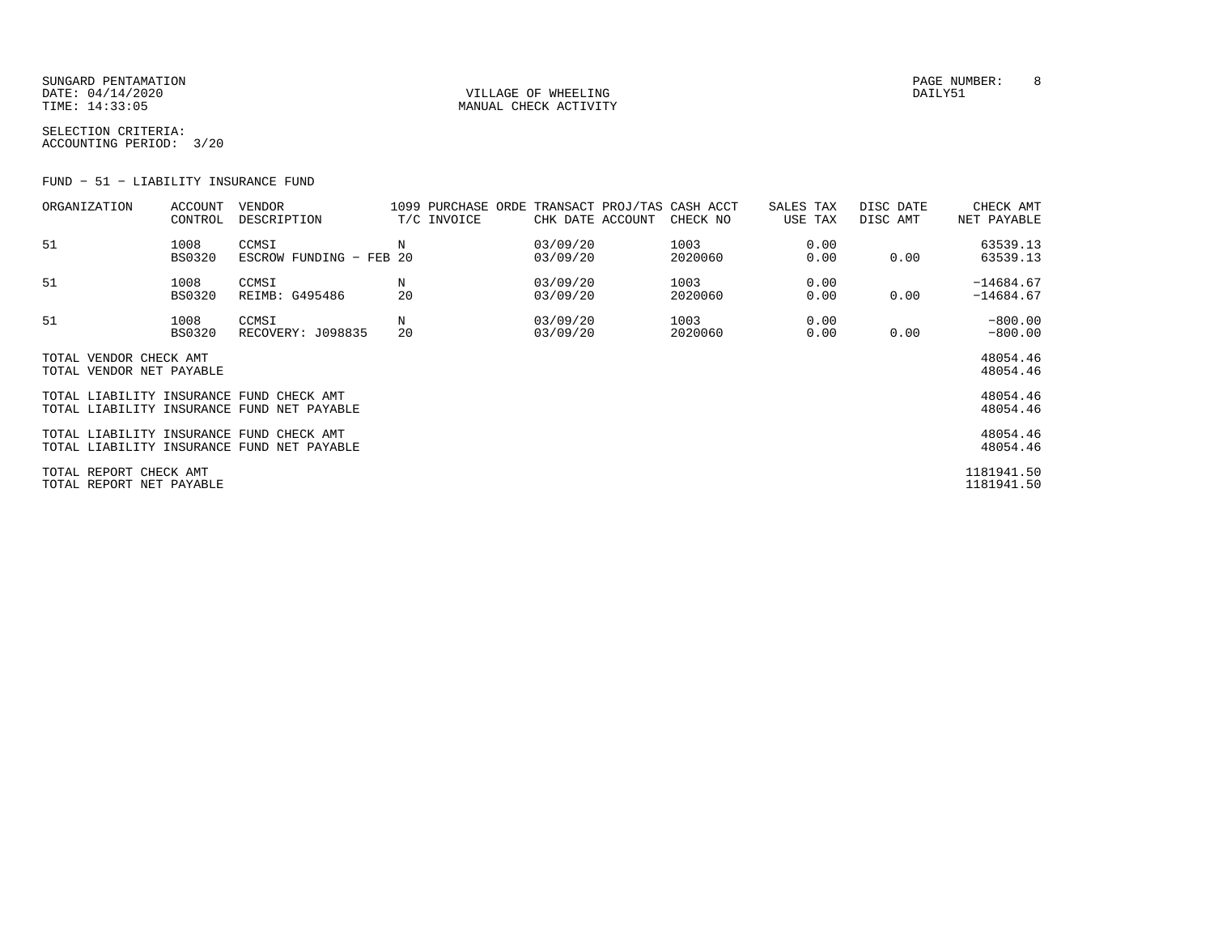SUNGARD PENTAMATION
DATE: 04/14/2020
TIME: 14:33:05

VILLAGE OF WHEELING
MANUAL CHECK ACTIVITY

PAGE NUMBER: 8
DAILY51

SELECTION CRITERIA:
ACCOUNTING PERIOD: 3/20

FUND - 51 - LIABILITY INSURANCE FUND

| ORGANIZATION | ACCOUNT CONTROL | VENDOR DESCRIPTION | 1099 T/C | PURCHASE ORDE INVOICE | TRANSACT CHK DATE | PROJ/TAS ACCOUNT | CASH ACCT CHECK NO | SALES TAX USE TAX | DISC DATE DISC AMT | CHECK AMT NET PAYABLE |
|---|---|---|---|---|---|---|---|---|---|---|
| 51 | 1008<br>BS0320 | CCMSI<br>ESCROW FUNDING - FEB 20 | N | | 03/09/20<br>03/09/20 | | 1003<br>2020060 | 0.00<br>0.00 | <br>0.00 | 63539.13<br>63539.13 |
| 51 | 1008<br>BS0320 | CCMSI<br>REIMB: G495486 | N<br>20 | | 03/09/20<br>03/09/20 | | 1003<br>2020060 | 0.00<br>0.00 | <br>0.00 | -14684.67<br>-14684.67 |
| 51 | 1008<br>BS0320 | CCMSI<br>RECOVERY: J098835 | N<br>20 | | 03/09/20<br>03/09/20 | | 1003<br>2020060 | 0.00<br>0.00 | <br>0.00 | -800.00<br>-800.00 |

TOTAL VENDOR CHECK AMT 48054.46
TOTAL VENDOR NET PAYABLE 48054.46

TOTAL LIABILITY INSURANCE FUND CHECK AMT 48054.46
TOTAL LIABILITY INSURANCE FUND NET PAYABLE 48054.46

TOTAL LIABILITY INSURANCE FUND CHECK AMT 48054.46
TOTAL LIABILITY INSURANCE FUND NET PAYABLE 48054.46

TOTAL REPORT CHECK AMT 1181941.50
TOTAL REPORT NET PAYABLE 1181941.50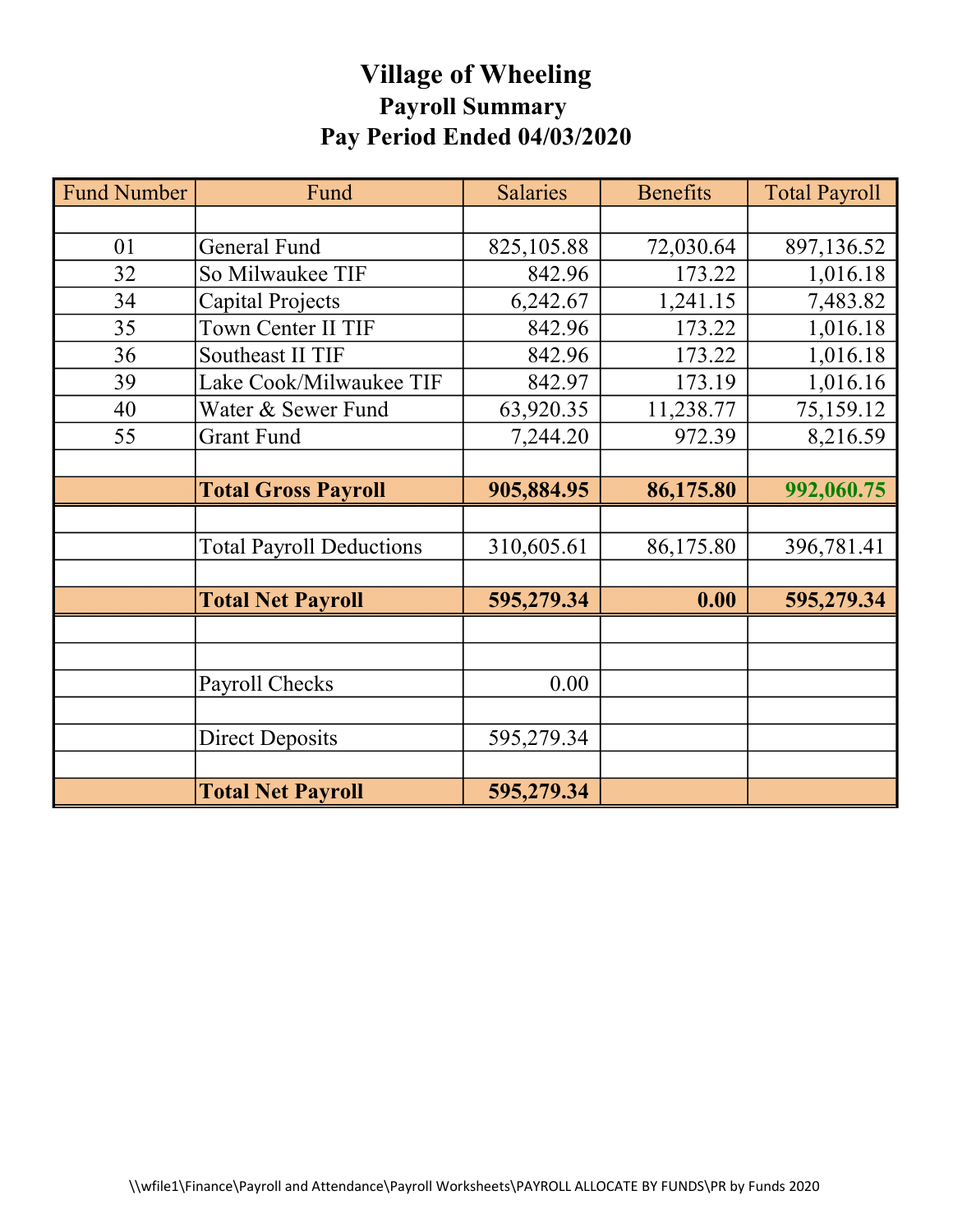# Village of Wheeling

## Payroll Summary

## Pay Period Ended 04/03/2020

| Fund Number | Fund | Salaries | Benefits | Total Payroll |
|---|---|---|---|---|
| | | | | |
| 01 | General Fund | 825,105.88 | 72,030.64 | 897,136.52 |
| 32 | So Milwaukee TIF | 842.96 | 173.22 | 1,016.18 |
| 34 | Capital Projects | 6,242.67 | 1,241.15 | 7,483.82 |
| 35 | Town Center II TIF | 842.96 | 173.22 | 1,016.18 |
| 36 | Southeast II TIF | 842.96 | 173.22 | 1,016.18 |
| 39 | Lake Cook/Milwaukee TIF | 842.97 | 173.19 | 1,016.16 |
| 40 | Water & Sewer Fund | 63,920.35 | 11,238.77 | 75,159.12 |
| 55 | Grant Fund | 7,244.20 | 972.39 | 8,216.59 |
| | | | | |
| | **Total Gross Payroll** | **905,884.95** | **86,175.80** | **992,060.75** |
| | | | | |
| | Total Payroll Deductions | 310,605.61 | 86,175.80 | 396,781.41 |
| | | | | |
| | **Total Net Payroll** | **595,279.34** | **0.00** | **595,279.34** |
| | | | | |
| | | | | |
| | Payroll Checks | 0.00 | | |
| | | | | |
| | Direct Deposits | 595,279.34 | | |
| | | | | |
| | **Total Net Payroll** | **595,279.34** | | |

\\wfile1\Finance\Payroll and Attendance\Payroll Worksheets\PAYROLL ALLOCATE BY FUNDS\PR by Funds 2020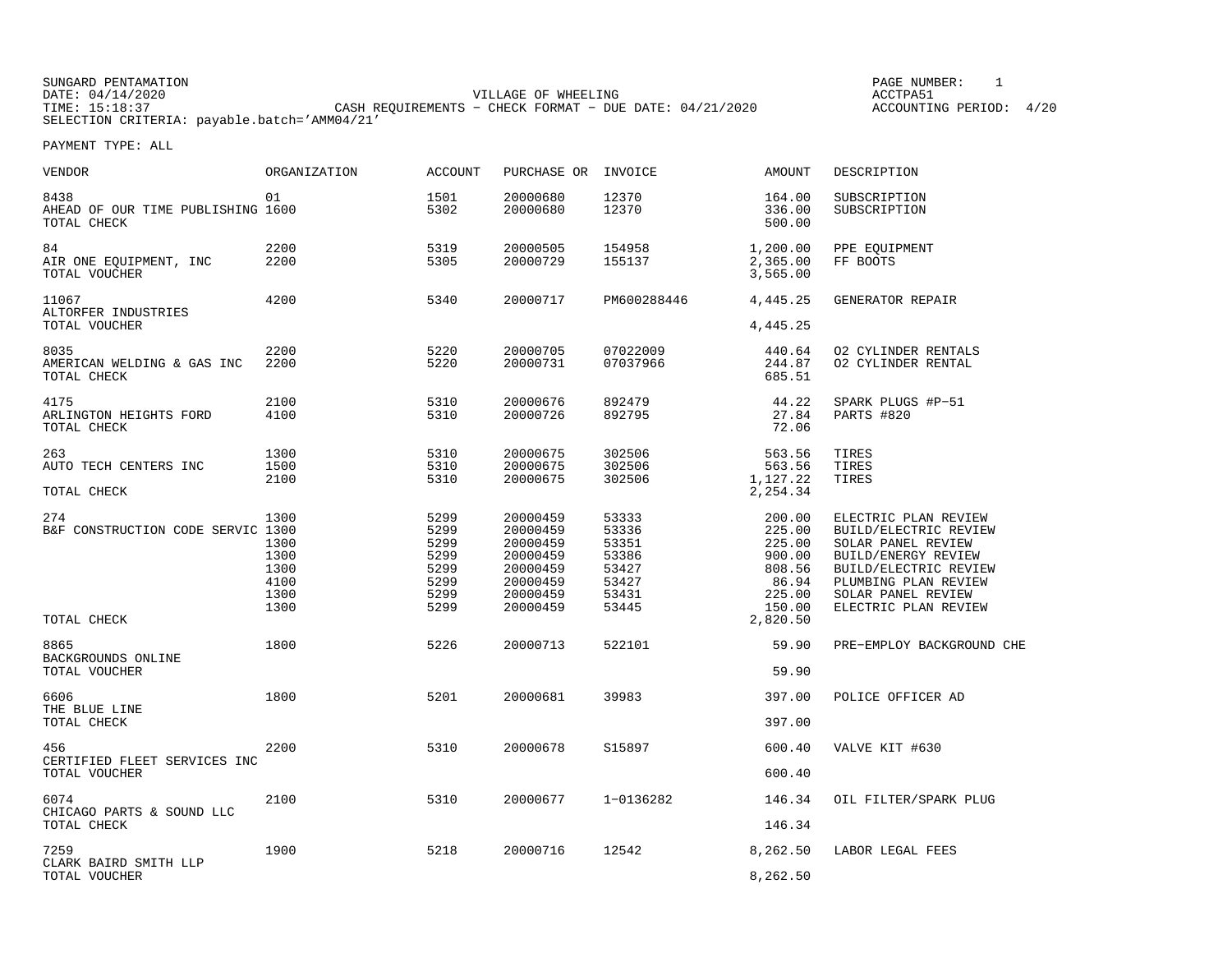SUNGARD PENTAMATION
DATE: 04/14/2020
TIME: 15:18:37
SELECTION CRITERIA: payable.batch='AMM04/21'

VILLAGE OF WHEELING
CASH REQUIREMENTS - CHECK FORMAT - DUE DATE: 04/21/2020

PAGE NUMBER: 1
ACCTPA51
ACCOUNTING PERIOD: 4/20

PAYMENT TYPE: ALL

| VENDOR | ORGANIZATION | ACCOUNT | PURCHASE OR | INVOICE | AMOUNT | DESCRIPTION |
|---|---|---|---|---|---|---|
| 8438 | 01 | 1501 | 20000680 | 12370 | 164.00 | SUBSCRIPTION |
| AHEAD OF OUR TIME PUBLISHING | 1600 | 5302 | 20000680 | 12370 | 336.00 | SUBSCRIPTION |
| TOTAL CHECK | | | | | 500.00 | |
| 84 | 2200 | 5319 | 20000505 | 154958 | 1,200.00 | PPE EQUIPMENT |
| AIR ONE EQUIPMENT, INC | 2200 | 5305 | 20000729 | 155137 | 2,365.00 | FF BOOTS |
| TOTAL VOUCHER | | | | | 3,565.00 | |
| 11067 | 4200 | 5340 | 20000717 | PM600288446 | 4,445.25 | GENERATOR REPAIR |
| ALTORFER INDUSTRIES | | | | | | |
| TOTAL VOUCHER | | | | | 4,445.25 | |
| 8035 | 2200 | 5220 | 20000705 | 07022009 | 440.64 | O2 CYLINDER RENTALS |
| AMERICAN WELDING & GAS INC | 2200 | 5220 | 20000731 | 07037966 | 244.87 | O2 CYLINDER RENTAL |
| TOTAL CHECK | | | | | 685.51 | |
| 4175 | 2100 | 5310 | 20000676 | 892479 | 44.22 | SPARK PLUGS #P-51 |
| ARLINGTON HEIGHTS FORD | 4100 | 5310 | 20000726 | 892795 | 27.84 | PARTS #820 |
| TOTAL CHECK | | | | | 72.06 | |
| 263 | 1300 | 5310 | 20000675 | 302506 | 563.56 | TIRES |
| AUTO TECH CENTERS INC | 1500 | 5310 | 20000675 | 302506 | 563.56 | TIRES |
| | 2100 | 5310 | 20000675 | 302506 | 1,127.22 | TIRES |
| TOTAL CHECK | | | | | 2,254.34 | |
| 274 | 1300 | 5299 | 20000459 | 53333 | 200.00 | ELECTRIC PLAN REVIEW |
| B&F CONSTRUCTION CODE SERVIC | 1300 | 5299 | 20000459 | 53336 | 225.00 | BUILD/ELECTRIC REVIEW |
| | 1300 | 5299 | 20000459 | 53351 | 225.00 | SOLAR PANEL REVIEW |
| | 1300 | 5299 | 20000459 | 53386 | 900.00 | BUILD/ENERGY REVIEW |
| | 1300 | 5299 | 20000459 | 53427 | 808.56 | BUILD/ELECTRIC REVIEW |
| | 4100 | 5299 | 20000459 | 53427 | 86.94 | PLUMBING PLAN REVIEW |
| | 1300 | 5299 | 20000459 | 53431 | 225.00 | SOLAR PANEL REVIEW |
| | 1300 | 5299 | 20000459 | 53445 | 150.00 | ELECTRIC PLAN REVIEW |
| TOTAL CHECK | | | | | 2,820.50 | |
| 8865 | 1800 | 5226 | 20000713 | 522101 | 59.90 | PRE-EMPLOY BACKGROUND CHE |
| BACKGROUNDS ONLINE | | | | | | |
| TOTAL VOUCHER | | | | | 59.90 | |
| 6606 | 1800 | 5201 | 20000681 | 39983 | 397.00 | POLICE OFFICER AD |
| THE BLUE LINE | | | | | | |
| TOTAL CHECK | | | | | 397.00 | |
| 456 | 2200 | 5310 | 20000678 | S15897 | 600.40 | VALVE KIT #630 |
| CERTIFIED FLEET SERVICES INC | | | | | | |
| TOTAL VOUCHER | | | | | 600.40 | |
| 6074 | 2100 | 5310 | 20000677 | 1-0136282 | 146.34 | OIL FILTER/SPARK PLUG |
| CHICAGO PARTS & SOUND LLC | | | | | | |
| TOTAL CHECK | | | | | 146.34 | |
| 7259 | 1900 | 5218 | 20000716 | 12542 | 8,262.50 | LABOR LEGAL FEES |
| CLARK BAIRD SMITH LLP | | | | | | |
| TOTAL VOUCHER | | | | | 8,262.50 | |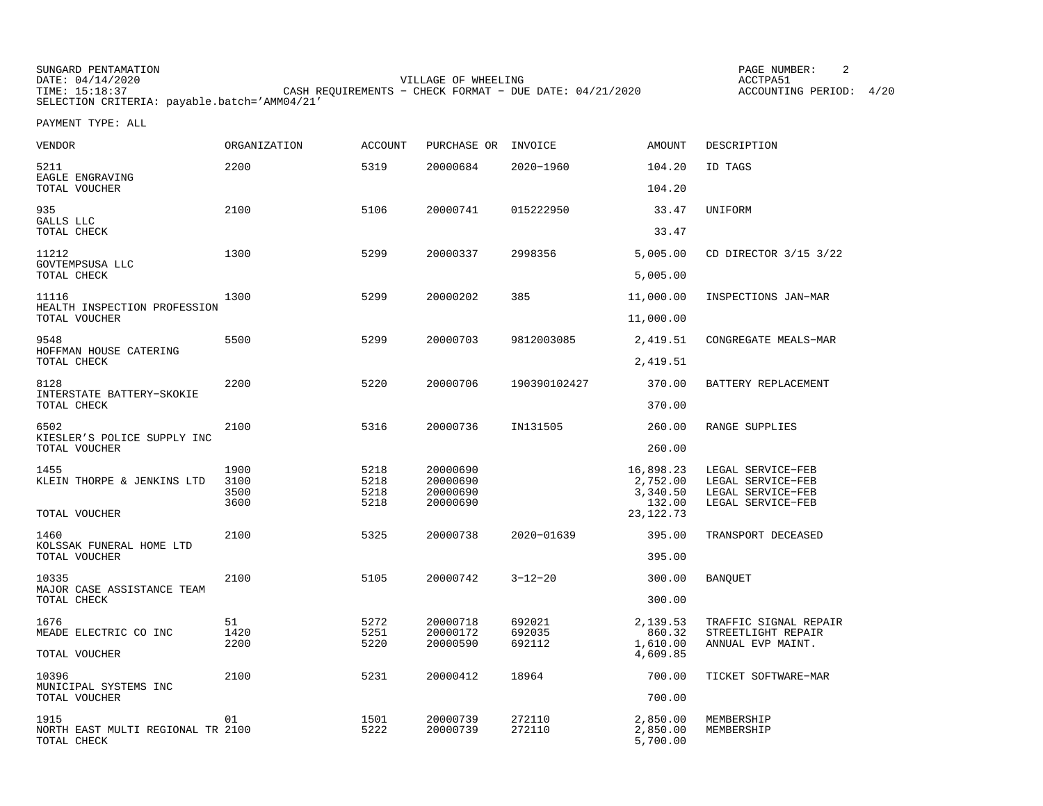SUNGARD PENTAMATION
DATE: 04/14/2020
TIME: 15:18:37
SELECTION CRITERIA: payable.batch='AMM04/21'

VILLAGE OF WHEELING
CASH REQUIREMENTS - CHECK FORMAT - DUE DATE: 04/21/2020

ACCTPA51
ACCOUNTING PERIOD: 4/20

PAYMENT TYPE: ALL

| VENDOR | ORGANIZATION | ACCOUNT | PURCHASE OR | INVOICE | AMOUNT | DESCRIPTION |
|---|---|---|---|---|---|---|
| 5211 | 2200 | 5319 | 20000684 | 2020-1960 | 104.20 | ID TAGS |
| EAGLE ENGRAVING | | | | | | |
| TOTAL VOUCHER | | | | | 104.20 | |
| 935 | 2100 | 5106 | 20000741 | 015222950 | 33.47 | UNIFORM |
| GALLS LLC | | | | | | |
| TOTAL CHECK | | | | | 33.47 | |
| 11212 | 1300 | 5299 | 20000337 | 2998356 | 5,005.00 | CD DIRECTOR 3/15 3/22 |
| GOVTEMPSUSA LLC | | | | | | |
| TOTAL CHECK | | | | | 5,005.00 | |
| 11116 | 1300 | 5299 | 20000202 | 385 | 11,000.00 | INSPECTIONS JAN-MAR |
| HEALTH INSPECTION PROFESSION | | | | | | |
| TOTAL VOUCHER | | | | | 11,000.00 | |
| 9548 | 5500 | 5299 | 20000703 | 9812003085 | 2,419.51 | CONGREGATE MEALS-MAR |
| HOFFMAN HOUSE CATERING | | | | | | |
| TOTAL CHECK | | | | | 2,419.51 | |
| 8128 | 2200 | 5220 | 20000706 | 190390102427 | 370.00 | BATTERY REPLACEMENT |
| INTERSTATE BATTERY-SKOKIE | | | | | | |
| TOTAL CHECK | | | | | 370.00 | |
| 6502 | 2100 | 5316 | 20000736 | IN131505 | 260.00 | RANGE SUPPLIES |
| KIESLER'S POLICE SUPPLY INC | | | | | | |
| TOTAL VOUCHER | | | | | 260.00 | |
| 1455 | 1900 | 5218 | 20000690 | | 16,898.23 | LEGAL SERVICE-FEB |
| KLEIN THORPE & JENKINS LTD | 3100 | 5218 | 20000690 | | 2,752.00 | LEGAL SERVICE-FEB |
| | 3500 | 5218 | 20000690 | | 3,340.50 | LEGAL SERVICE-FEB |
| | 3600 | 5218 | 20000690 | | 132.00 | LEGAL SERVICE-FEB |
| TOTAL VOUCHER | | | | | 23,122.73 | |
| 1460 | 2100 | 5325 | 20000738 | 2020-01639 | 395.00 | TRANSPORT DECEASED |
| KOLSSAK FUNERAL HOME LTD | | | | | | |
| TOTAL VOUCHER | | | | | 395.00 | |
| 10335 | 2100 | 5105 | 20000742 | 3-12-20 | 300.00 | BANQUET |
| MAJOR CASE ASSISTANCE TEAM | | | | | | |
| TOTAL CHECK | | | | | 300.00 | |
| 1676 | 51 | 5272 | 20000718 | 692021 | 2,139.53 | TRAFFIC SIGNAL REPAIR |
| MEADE ELECTRIC CO INC | 1420 | 5251 | 20000172 | 692035 | 860.32 | STREETLIGHT REPAIR |
| | 2200 | 5220 | 20000590 | 692112 | 1,610.00 | ANNUAL EVP MAINT. |
| TOTAL VOUCHER | | | | | 4,609.85 | |
| 10396 | 2100 | 5231 | 20000412 | 18964 | 700.00 | TICKET SOFTWARE-MAR |
| MUNICIPAL SYSTEMS INC | | | | | | |
| TOTAL VOUCHER | | | | | 700.00 | |
| 1915 | 01 | 1501 | 20000739 | 272110 | 2,850.00 | MEMBERSHIP |
| NORTH EAST MULTI REGIONAL TR | 2100 | 5222 | 20000739 | 272110 | 2,850.00 | MEMBERSHIP |
| TOTAL CHECK | | | | | 5,700.00 | |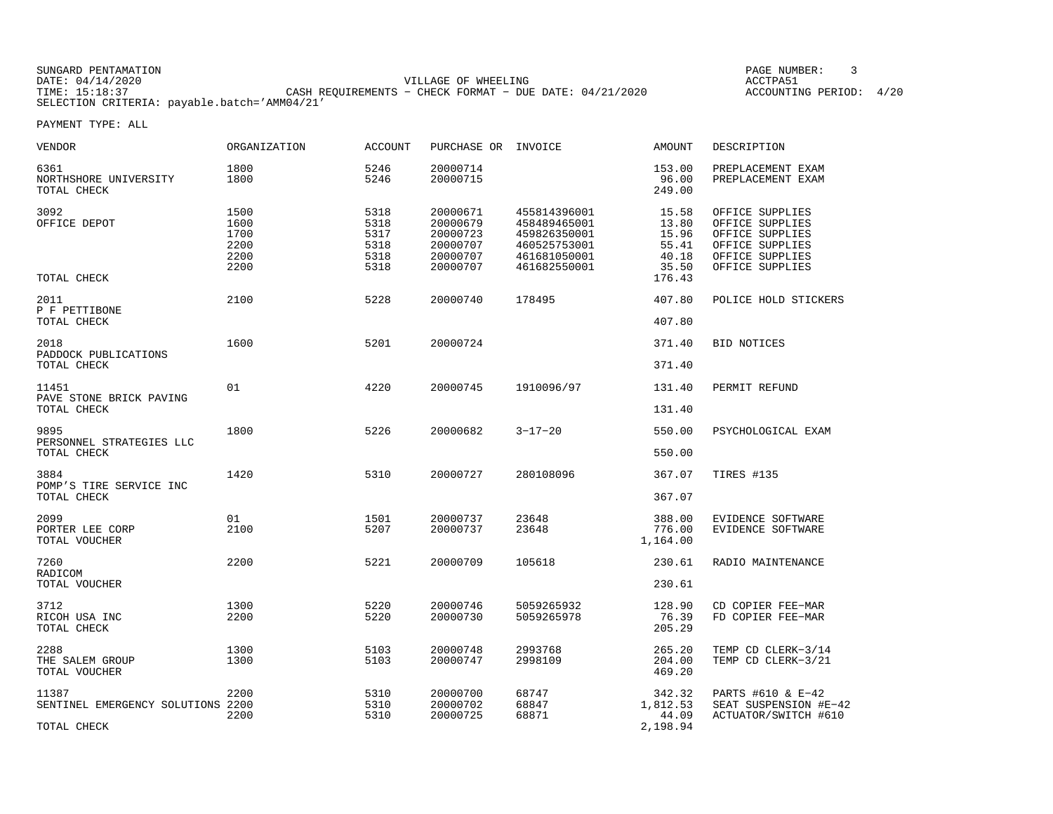SUNGARD PENTAMATION
DATE: 04/14/2020
TIME: 15:18:37
SELECTION CRITERIA: payable.batch='AMM04/21'

VILLAGE OF WHEELING
CASH REQUIREMENTS - CHECK FORMAT - DUE DATE: 04/21/2020

ACCTPA51
ACCOUNTING PERIOD: 4/20

PAYMENT TYPE: ALL

| VENDOR | ORGANIZATION | ACCOUNT | PURCHASE OR | INVOICE | AMOUNT | DESCRIPTION |
|---|---|---|---|---|---|---|
| 6361 | 1800 | 5246 | 20000714 | | 153.00 | PREPLACEMENT EXAM |
| NORTHSHORE UNIVERSITY | 1800 | 5246 | 20000715 | | 96.00 | PREPLACEMENT EXAM |
| TOTAL CHECK | | | | | 249.00 | |
| 3092 | 1500 | 5318 | 20000671 | 455814396001 | 15.58 | OFFICE SUPPLIES |
| OFFICE DEPOT | 1600 | 5318 | 20000679 | 458489465001 | 13.80 | OFFICE SUPPLIES |
| | 1700 | 5317 | 20000723 | 459826350001 | 15.96 | OFFICE SUPPLIES |
| | 2200 | 5318 | 20000707 | 460525753001 | 55.41 | OFFICE SUPPLIES |
| | 2200 | 5318 | 20000707 | 461681050001 | 40.18 | OFFICE SUPPLIES |
| | 2200 | 5318 | 20000707 | 461682550001 | 35.50 | OFFICE SUPPLIES |
| TOTAL CHECK | | | | | 176.43 | |
| 2011 | 2100 | 5228 | 20000740 | 178495 | 407.80 | POLICE HOLD STICKERS |
| P F PETTIBONE | | | | | | |
| TOTAL CHECK | | | | | 407.80 | |
| 2018 | 1600 | 5201 | 20000724 | | 371.40 | BID NOTICES |
| PADDOCK PUBLICATIONS | | | | | | |
| TOTAL CHECK | | | | | 371.40 | |
| 11451 | 01 | 4220 | 20000745 | 1910096/97 | 131.40 | PERMIT REFUND |
| PAVE STONE BRICK PAVING | | | | | | |
| TOTAL CHECK | | | | | 131.40 | |
| 9895 | 1800 | 5226 | 20000682 | 3-17-20 | 550.00 | PSYCHOLOGICAL EXAM |
| PERSONNEL STRATEGIES LLC | | | | | | |
| TOTAL CHECK | | | | | 550.00 | |
| 3884 | 1420 | 5310 | 20000727 | 280108096 | 367.07 | TIRES #135 |
| POMP'S TIRE SERVICE INC | | | | | | |
| TOTAL CHECK | | | | | 367.07 | |
| 2099 | 01 | 1501 | 20000737 | 23648 | 388.00 | EVIDENCE SOFTWARE |
| PORTER LEE CORP | 2100 | 5207 | 20000737 | 23648 | 776.00 | EVIDENCE SOFTWARE |
| TOTAL VOUCHER | | | | | 1,164.00 | |
| 7260 | 2200 | 5221 | 20000709 | 105618 | 230.61 | RADIO MAINTENANCE |
| RADICOM | | | | | | |
| TOTAL VOUCHER | | | | | 230.61 | |
| 3712 | 1300 | 5220 | 20000746 | 5059265932 | 128.90 | CD COPIER FEE-MAR |
| RICOH USA INC | 2200 | 5220 | 20000730 | 5059265978 | 76.39 | FD COPIER FEE-MAR |
| TOTAL CHECK | | | | | 205.29 | |
| 2288 | 1300 | 5103 | 20000748 | 2993768 | 265.20 | TEMP CD CLERK-3/14 |
| THE SALEM GROUP | 1300 | 5103 | 20000747 | 2998109 | 204.00 | TEMP CD CLERK-3/21 |
| TOTAL VOUCHER | | | | | 469.20 | |
| 11387 | 2200 | 5310 | 20000700 | 68747 | 342.32 | PARTS #610 & E-42 |
| SENTINEL EMERGENCY SOLUTIONS | 2200 | 5310 | 20000702 | 68847 | 1,812.53 | SEAT SUSPENSION #E-42 |
| | 2200 | 5310 | 20000725 | 68871 | 44.09 | ACTUATOR/SWITCH #610 |
| TOTAL CHECK | | | | | 2,198.94 | |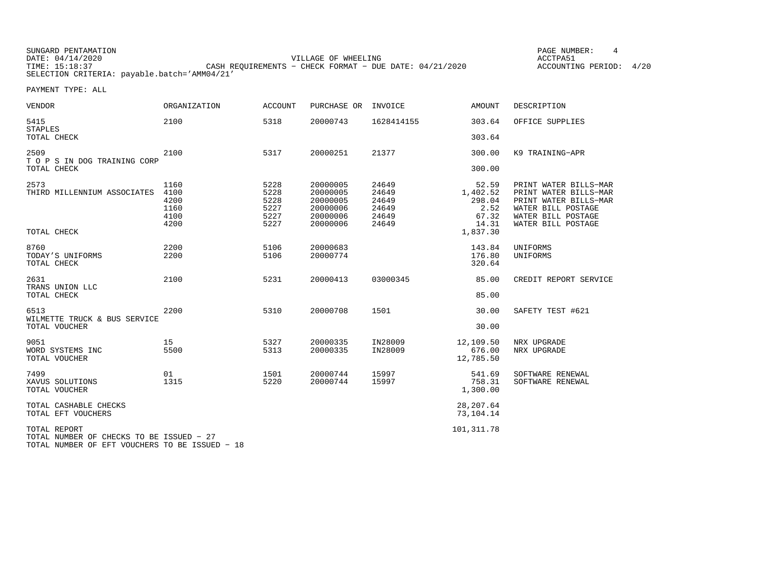SUNGARD PENTAMATION
DATE: 04/14/2020
TIME: 15:18:37
SELECTION CRITERIA: payable.batch='AMM04/21'

VILLAGE OF WHEELING
CASH REQUIREMENTS - CHECK FORMAT - DUE DATE: 04/21/2020

PAGE NUMBER: 4
ACCTPA51
ACCOUNTING PERIOD: 4/20

PAYMENT TYPE: ALL

| VENDOR | ORGANIZATION | ACCOUNT | PURCHASE OR | INVOICE | AMOUNT | DESCRIPTION |
|---|---|---|---|---|---|---|
| 5415 | 2100 | 5318 | 20000743 | 1628414155 | 303.64 | OFFICE SUPPLIES |
| STAPLES | | | | | | |
| TOTAL CHECK | | | | | 303.64 | |
| 2509 | 2100 | 5317 | 20000251 | 21377 | 300.00 | K9 TRAINING-APR |
| T O P S IN DOG TRAINING CORP | | | | | | |
| TOTAL CHECK | | | | | 300.00 | |
| 2573 | 1160 | 5228 | 20000005 | 24649 | 52.59 | PRINT WATER BILLS-MAR |
| THIRD MILLENNIUM ASSOCIATES | 4100 | 5228 | 20000005 | 24649 | 1,402.52 | PRINT WATER BILLS-MAR |
| | 4200 | 5228 | 20000005 | 24649 | 298.04 | PRINT WATER BILLS-MAR |
| | 1160 | 5227 | 20000006 | 24649 | 2.52 | WATER BILL POSTAGE |
| | 4100 | 5227 | 20000006 | 24649 | 67.32 | WATER BILL POSTAGE |
| | 4200 | 5227 | 20000006 | 24649 | 14.31 | WATER BILL POSTAGE |
| TOTAL CHECK | | | | | 1,837.30 | |
| 8760 | 2200 | 5106 | 20000683 | | 143.84 | UNIFORMS |
| TODAY'S UNIFORMS | 2200 | 5106 | 20000774 | | 176.80 | UNIFORMS |
| TOTAL CHECK | | | | | 320.64 | |
| 2631 | 2100 | 5231 | 20000413 | 03000345 | 85.00 | CREDIT REPORT SERVICE |
| TRANS UNION LLC | | | | | | |
| TOTAL CHECK | | | | | 85.00 | |
| 6513 | 2200 | 5310 | 20000708 | 1501 | 30.00 | SAFETY TEST #621 |
| WILMETTE TRUCK & BUS SERVICE | | | | | | |
| TOTAL VOUCHER | | | | | 30.00 | |
| 9051 | 15 | 5327 | 20000335 | IN28009 | 12,109.50 | NRX UPGRADE |
| WORD SYSTEMS INC | 5500 | 5313 | 20000335 | IN28009 | 676.00 | NRX UPGRADE |
| TOTAL VOUCHER | | | | | 12,785.50 | |
| 7499 | 01 | 1501 | 20000744 | 15997 | 541.69 | SOFTWARE RENEWAL |
| XAVUS SOLUTIONS | 1315 | 5220 | 20000744 | 15997 | 758.31 | SOFTWARE RENEWAL |
| TOTAL VOUCHER | | | | | 1,300.00 | |
| TOTAL CASHABLE CHECKS | | | | | 28,207.64 | |
| TOTAL EFT VOUCHERS | | | | | 73,104.14 | |
| TOTAL REPORT | | | | | 101,311.78 | |

TOTAL NUMBER OF CHECKS TO BE ISSUED - 27
TOTAL NUMBER OF EFT VOUCHERS TO BE ISSUED - 18